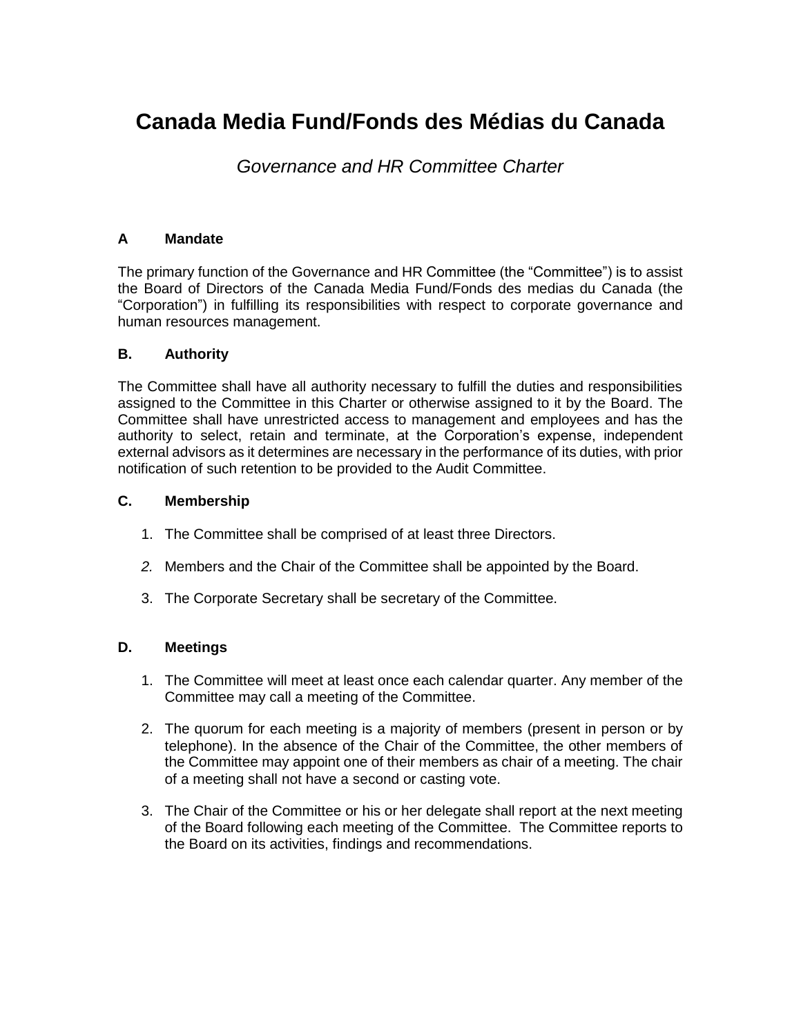# Canada Media Fund/Fonds des Médias du Canada

*Governance and HR Committee Charter*

### A Mandate

The primary function of the Governance and HR Committee (the "Committee") is to assist the Board of Directors of the Canada Media Fund/Fonds des medias du Canada (the "Corporation") in fulfilling its responsibilities with respect to corporate governance and human resources management.

### B. Authority

The Committee shall have all authority necessary to fulfill the duties and responsibilities assigned to the Committee in this Charter or otherwise assigned to it by the Board. The Committee shall have unrestricted access to management and employees and has the authority to select, retain and terminate, at the Corporation's expense, independent external advisors as it determines are necessary in the performance of its duties, with prior notification of such retention to be provided to the Audit Committee.

### C. Membership

1. The Committee shall be comprised of at least three Directors.
2. Members and the Chair of the Committee shall be appointed by the Board.
3. The Corporate Secretary shall be secretary of the Committee.

### D. Meetings

1. The Committee will meet at least once each calendar quarter. Any member of the Committee may call a meeting of the Committee.
2. The quorum for each meeting is a majority of members (present in person or by telephone). In the absence of the Chair of the Committee, the other members of the Committee may appoint one of their members as chair of a meeting. The chair of a meeting shall not have a second or casting vote.
3. The Chair of the Committee or his or her delegate shall report at the next meeting of the Board following each meeting of the Committee. The Committee reports to the Board on its activities, findings and recommendations.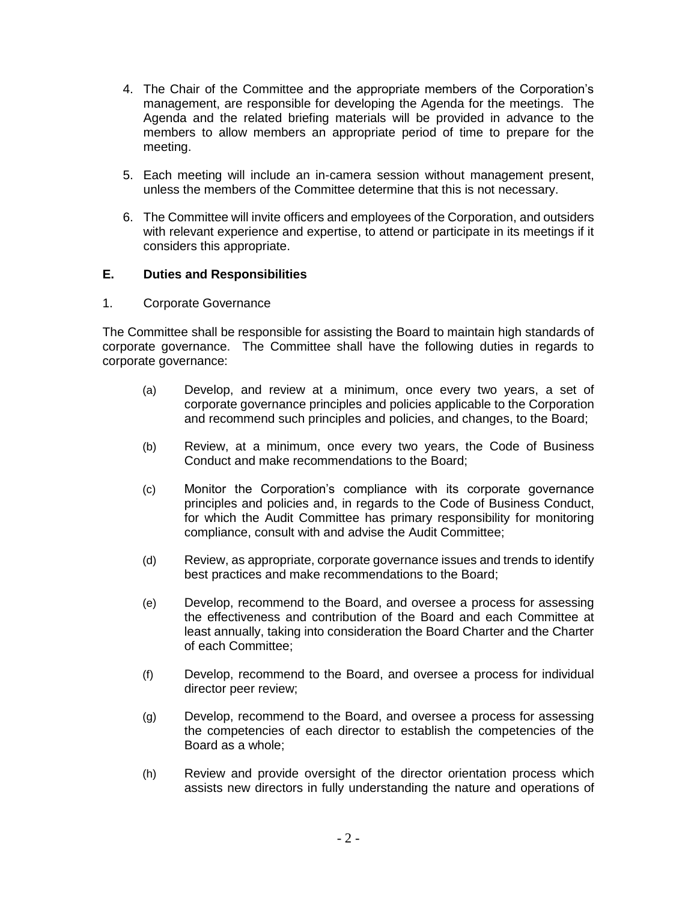4. The Chair of the Committee and the appropriate members of the Corporation's management, are responsible for developing the Agenda for the meetings. The Agenda and the related briefing materials will be provided in advance to the members to allow members an appropriate period of time to prepare for the meeting.

5. Each meeting will include an in-camera session without management present, unless the members of the Committee determine that this is not necessary.

6. The Committee will invite officers and employees of the Corporation, and outsiders with relevant experience and expertise, to attend or participate in its meetings if it considers this appropriate.

## E. Duties and Responsibilities

1. Corporate Governance

The Committee shall be responsible for assisting the Board to maintain high standards of corporate governance. The Committee shall have the following duties in regards to corporate governance:

(a) Develop, and review at a minimum, once every two years, a set of corporate governance principles and policies applicable to the Corporation and recommend such principles and policies, and changes, to the Board;

(b) Review, at a minimum, once every two years, the Code of Business Conduct and make recommendations to the Board;

(c) Monitor the Corporation's compliance with its corporate governance principles and policies and, in regards to the Code of Business Conduct, for which the Audit Committee has primary responsibility for monitoring compliance, consult with and advise the Audit Committee;

(d) Review, as appropriate, corporate governance issues and trends to identify best practices and make recommendations to the Board;

(e) Develop, recommend to the Board, and oversee a process for assessing the effectiveness and contribution of the Board and each Committee at least annually, taking into consideration the Board Charter and the Charter of each Committee;

(f) Develop, recommend to the Board, and oversee a process for individual director peer review;

(g) Develop, recommend to the Board, and oversee a process for assessing the competencies of each director to establish the competencies of the Board as a whole;

(h) Review and provide oversight of the director orientation process which assists new directors in fully understanding the nature and operations of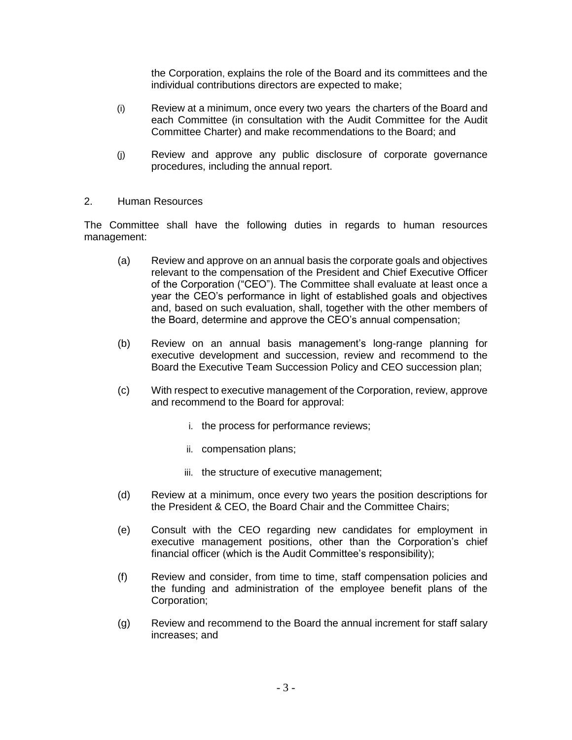the Corporation, explains the role of the Board and its committees and the individual contributions directors are expected to make;

(i) Review at a minimum, once every two years the charters of the Board and each Committee (in consultation with the Audit Committee for the Audit Committee Charter) and make recommendations to the Board; and

(j) Review and approve any public disclosure of corporate governance procedures, including the annual report.

2. Human Resources

The Committee shall have the following duties in regards to human resources management:

(a) Review and approve on an annual basis the corporate goals and objectives relevant to the compensation of the President and Chief Executive Officer of the Corporation ("CEO"). The Committee shall evaluate at least once a year the CEO's performance in light of established goals and objectives and, based on such evaluation, shall, together with the other members of the Board, determine and approve the CEO's annual compensation;

(b) Review on an annual basis management's long-range planning for executive development and succession, review and recommend to the Board the Executive Team Succession Policy and CEO succession plan;

(c) With respect to executive management of the Corporation, review, approve and recommend to the Board for approval:

   i. the process for performance reviews;

   ii. compensation plans;

   iii. the structure of executive management;

(d) Review at a minimum, once every two years the position descriptions for the President & CEO, the Board Chair and the Committee Chairs;

(e) Consult with the CEO regarding new candidates for employment in executive management positions, other than the Corporation's chief financial officer (which is the Audit Committee's responsibility);

(f) Review and consider, from time to time, staff compensation policies and the funding and administration of the employee benefit plans of the Corporation;

(g) Review and recommend to the Board the annual increment for staff salary increases; and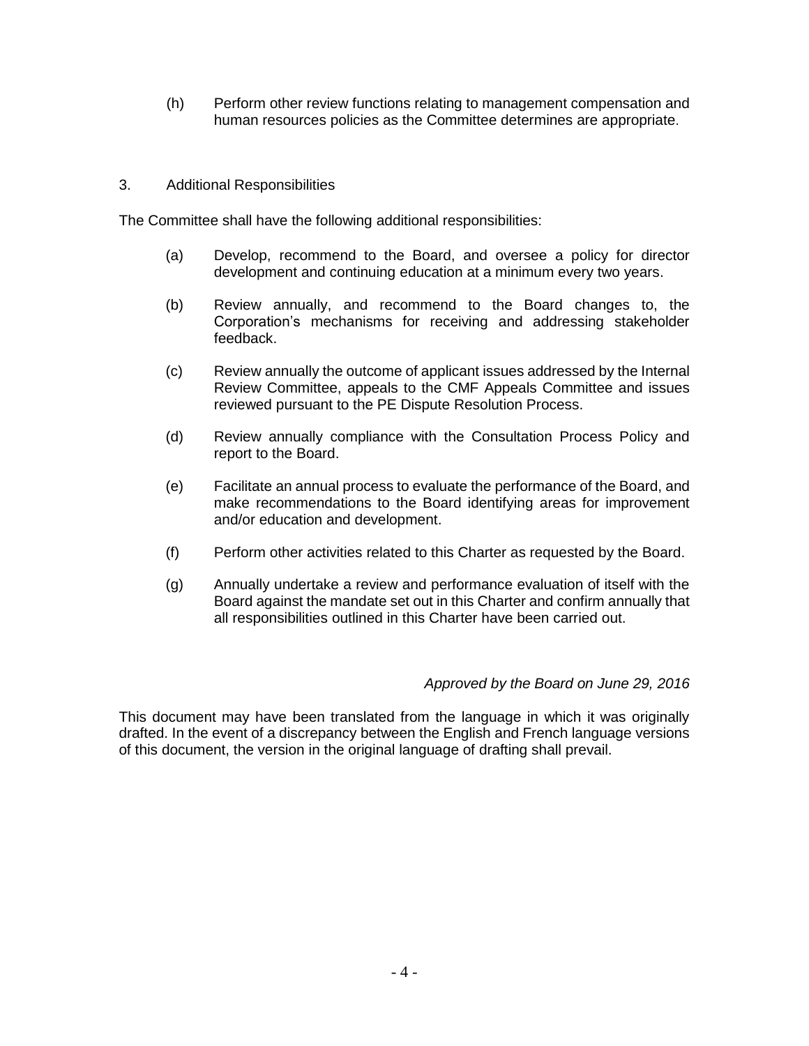(h) Perform other review functions relating to management compensation and human resources policies as the Committee determines are appropriate.

## 3. Additional Responsibilities

The Committee shall have the following additional responsibilities:

(a) Develop, recommend to the Board, and oversee a policy for director development and continuing education at a minimum every two years.

(b) Review annually, and recommend to the Board changes to, the Corporation's mechanisms for receiving and addressing stakeholder feedback.

(c) Review annually the outcome of applicant issues addressed by the Internal Review Committee, appeals to the CMF Appeals Committee and issues reviewed pursuant to the PE Dispute Resolution Process.

(d) Review annually compliance with the Consultation Process Policy and report to the Board.

(e) Facilitate an annual process to evaluate the performance of the Board, and make recommendations to the Board identifying areas for improvement and/or education and development.

(f) Perform other activities related to this Charter as requested by the Board.

(g) Annually undertake a review and performance evaluation of itself with the Board against the mandate set out in this Charter and confirm annually that all responsibilities outlined in this Charter have been carried out.

*Approved by the Board on June 29, 2016*

This document may have been translated from the language in which it was originally drafted. In the event of a discrepancy between the English and French language versions of this document, the version in the original language of drafting shall prevail.